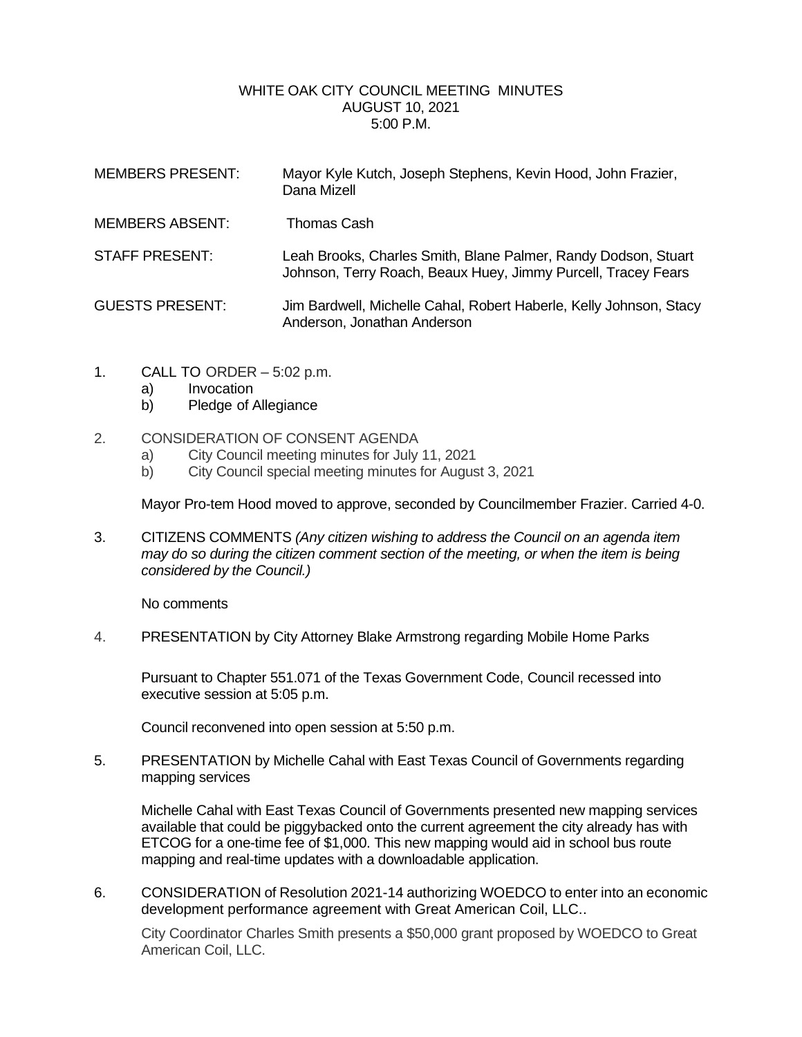# WHITE OAK CITY COUNCIL MEETING MINUTES
## AUGUST 10, 2021
## 5:00 P.M.

MEMBERS PRESENT: Mayor Kyle Kutch, Joseph Stephens, Kevin Hood, John Frazier, Dana Mizell

MEMBERS ABSENT: Thomas Cash

STAFF PRESENT: Leah Brooks, Charles Smith, Blane Palmer, Randy Dodson, Stuart Johnson, Terry Roach, Beaux Huey, Jimmy Purcell, Tracey Fears

GUESTS PRESENT: Jim Bardwell, Michelle Cahal, Robert Haberle, Kelly Johnson, Stacy Anderson, Jonathan Anderson

1. CALL TO ORDER – 5:02 p.m.
   a) Invocation
   b) Pledge of Allegiance

2. CONSIDERATION OF CONSENT AGENDA
   a) City Council meeting minutes for July 11, 2021
   b) City Council special meeting minutes for August 3, 2021

   Mayor Pro-tem Hood moved to approve, seconded by Councilmember Frazier. Carried 4-0.

3. CITIZENS COMMENTS *(Any citizen wishing to address the Council on an agenda item may do so during the citizen comment section of the meeting, or when the item is being considered by the Council.)*

   No comments

4. PRESENTATION by City Attorney Blake Armstrong regarding Mobile Home Parks

   Pursuant to Chapter 551.071 of the Texas Government Code, Council recessed into executive session at 5:05 p.m.

   Council reconvened into open session at 5:50 p.m.

5. PRESENTATION by Michelle Cahal with East Texas Council of Governments regarding mapping services

   Michelle Cahal with East Texas Council of Governments presented new mapping services available that could be piggybacked onto the current agreement the city already has with ETCOG for a one-time fee of $1,000. This new mapping would aid in school bus route mapping and real-time updates with a downloadable application.

6. CONSIDERATION of Resolution 2021-14 authorizing WOEDCO to enter into an economic development performance agreement with Great American Coil, LLC..

   City Coordinator Charles Smith presents a $50,000 grant proposed by WOEDCO to Great American Coil, LLC.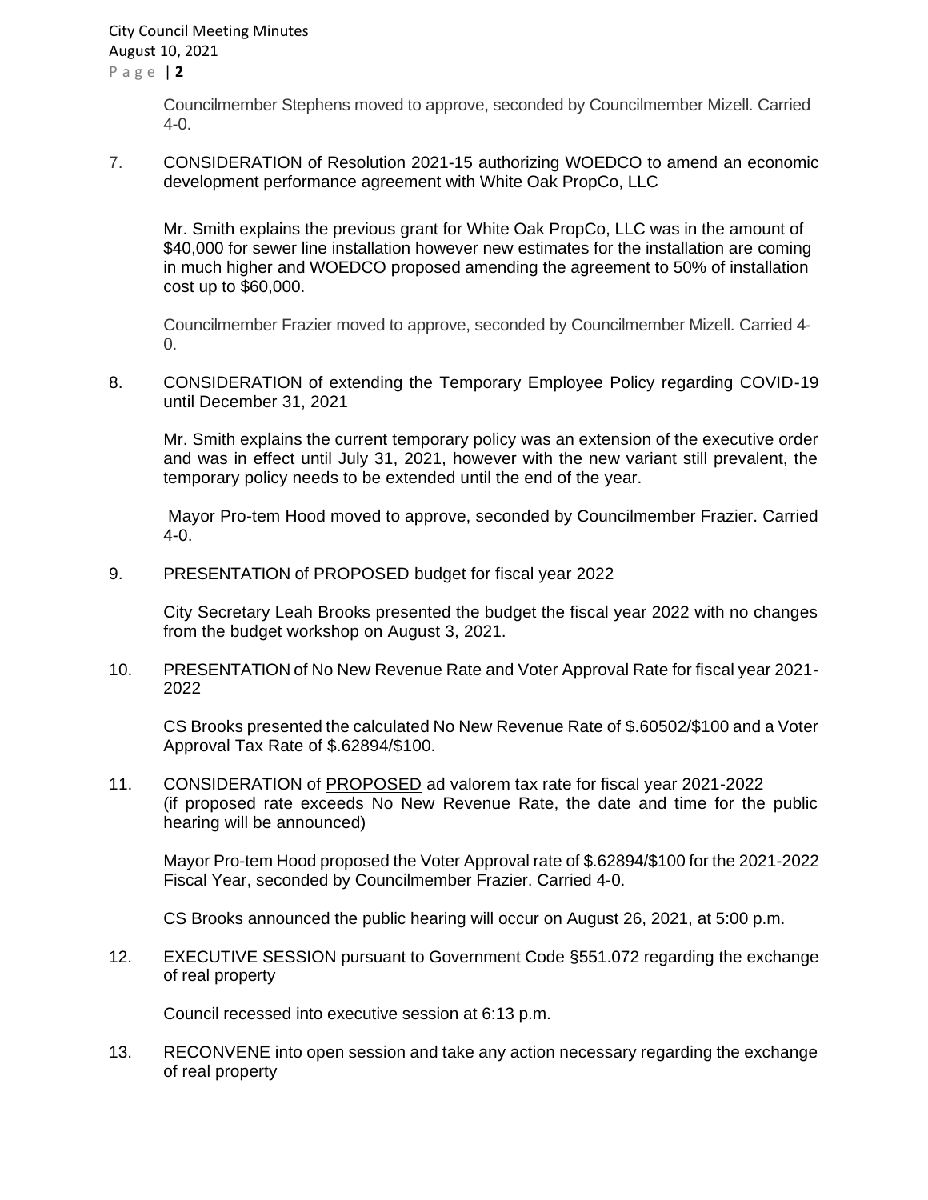Councilmember Stephens moved to approve, seconded by Councilmember Mizell. Carried 4-0.

7. CONSIDERATION of Resolution 2021-15 authorizing WOEDCO to amend an economic development performance agreement with White Oak PropCo, LLC

   Mr. Smith explains the previous grant for White Oak PropCo, LLC was in the amount of $40,000 for sewer line installation however new estimates for the installation are coming in much higher and WOEDCO proposed amending the agreement to 50% of installation cost up to $60,000.

   Councilmember Frazier moved to approve, seconded by Councilmember Mizell. Carried 4-0.

8. CONSIDERATION of extending the Temporary Employee Policy regarding COVID-19 until December 31, 2021

   Mr. Smith explains the current temporary policy was an extension of the executive order and was in effect until July 31, 2021, however with the new variant still prevalent, the temporary policy needs to be extended until the end of the year.

   Mayor Pro-tem Hood moved to approve, seconded by Councilmember Frazier. Carried 4-0.

9. PRESENTATION of PROPOSED budget for fiscal year 2022

   City Secretary Leah Brooks presented the budget the fiscal year 2022 with no changes from the budget workshop on August 3, 2021.

10. PRESENTATION of No New Revenue Rate and Voter Approval Rate for fiscal year 2021-2022

    CS Brooks presented the calculated No New Revenue Rate of $.60502/$100 and a Voter Approval Tax Rate of $.62894/$100.

11. CONSIDERATION of PROPOSED ad valorem tax rate for fiscal year 2021-2022 (if proposed rate exceeds No New Revenue Rate, the date and time for the public hearing will be announced)

    Mayor Pro-tem Hood proposed the Voter Approval rate of $.62894/$100 for the 2021-2022 Fiscal Year, seconded by Councilmember Frazier. Carried 4-0.

    CS Brooks announced the public hearing will occur on August 26, 2021, at 5:00 p.m.

12. EXECUTIVE SESSION pursuant to Government Code §551.072 regarding the exchange of real property

    Council recessed into executive session at 6:13 p.m.

13. RECONVENE into open session and take any action necessary regarding the exchange of real property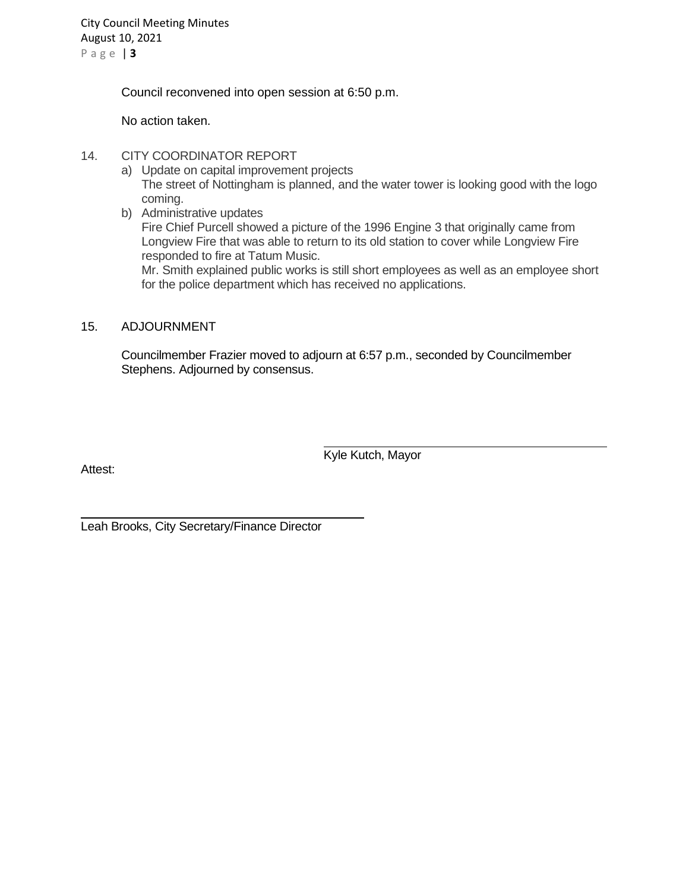Council reconvened into open session at 6:50 p.m.

No action taken.

14. CITY COORDINATOR REPORT

   a) Update on capital improvement projects
      The street of Nottingham is planned, and the water tower is looking good with the logo coming.
   b) Administrative updates
      Fire Chief Purcell showed a picture of the 1996 Engine 3 that originally came from Longview Fire that was able to return to its old station to cover while Longview Fire responded to fire at Tatum Music.
      Mr. Smith explained public works is still short employees as well as an employee short for the police department which has received no applications.

15. ADJOURNMENT

Councilmember Frazier moved to adjourn at 6:57 p.m., seconded by Councilmember Stephens. Adjourned by consensus.

\_\_\_\_\_\_\_\_\_\_\_\_\_\_\_\_\_\_\_\_\_\_\_\_\_\_\_\_\_\_\_\_\_\_\_\_\_\_\_\_
Kyle Kutch, Mayor

Attest:

\_\_\_\_\_\_\_\_\_\_\_\_\_\_\_\_\_\_\_\_\_\_\_\_\_\_\_\_\_\_\_\_\_\_\_\_\_\_\_\_
Leah Brooks, City Secretary/Finance Director